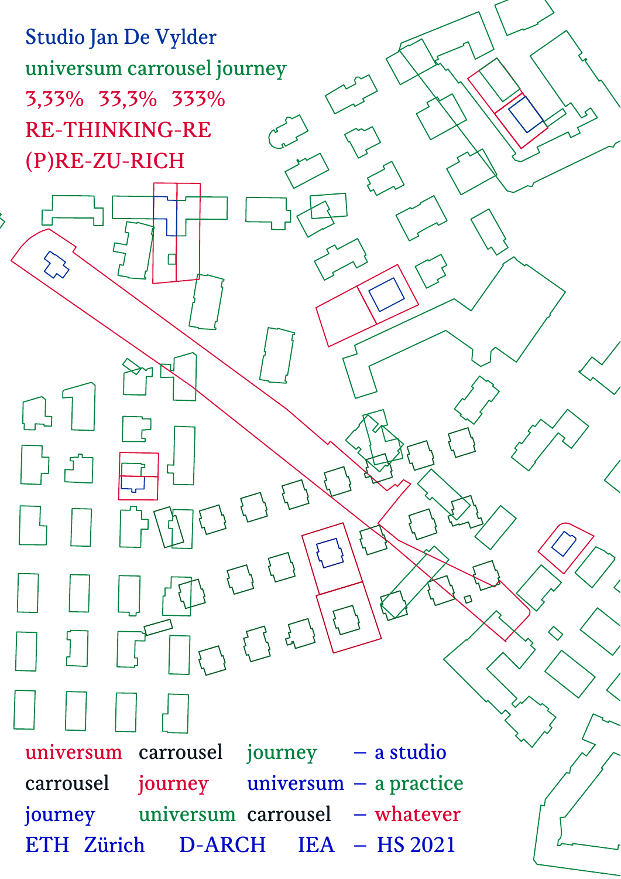Studio Jan De Vylder

universsum carrousel journey

3,33%   33,3%   333%

RE-THINKING-RE

(P)RE-ZU-RICH

| | | | |
|---|---|---|---|
| universum | carrousel | journey | – a studio |
| carrousel | journey | universum | – a practice |
| journey | universum | carrousel | – whatever |
| ETH Zürich | D-ARCH | IEA | – HS 2021 |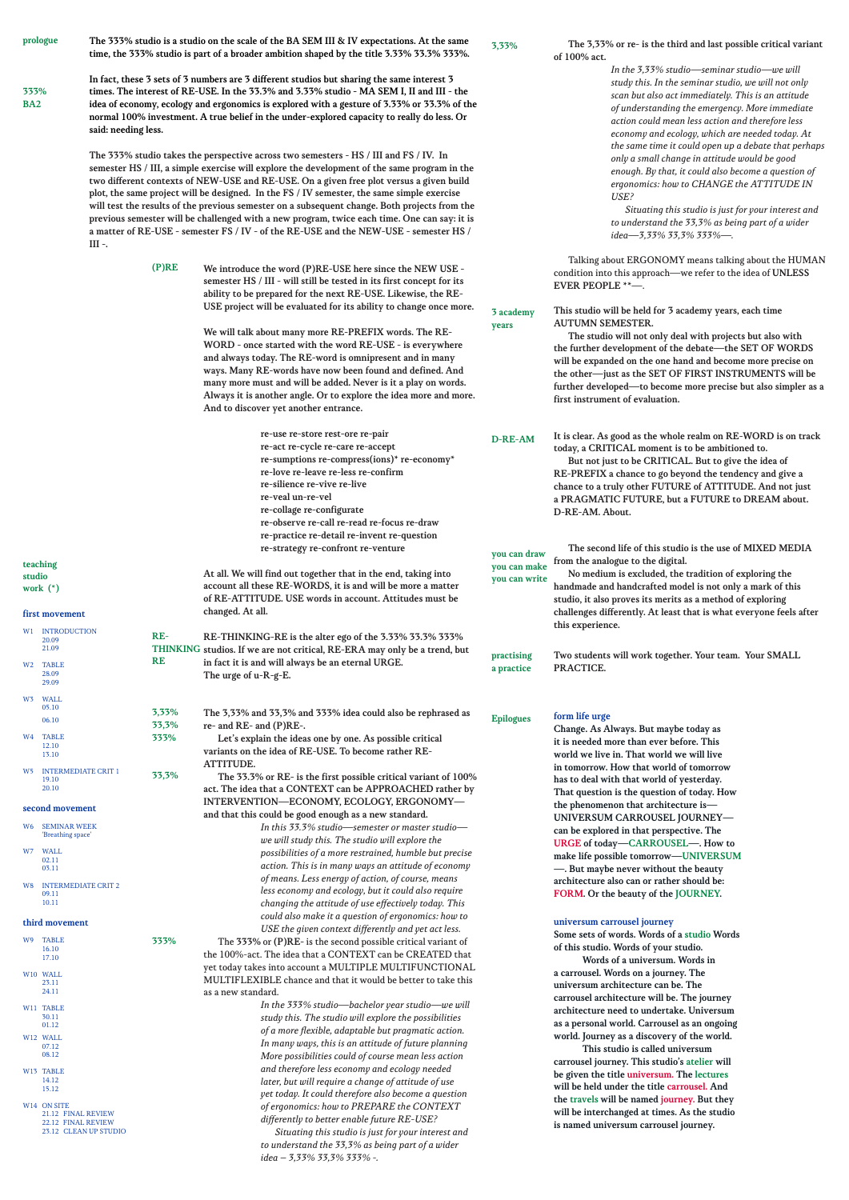**prologue**

**The 333% studio is a studio on the scale of the BA SEM III & IV expectations. At the same time, the 333% studio is part of a broader ambition shaped by the title 3.33% 33.3% 333%.**

**333% BA2**

**In fact, these 3 sets of 3 numbers are 3 different studios but sharing the same interest 3 times. The interest of RE-USE. In the 33.3% and 3.33% studio - MA SEM I, II and III - the idea of economy, ecology and ergonomics is explored with a gesture of 3.33% or 33.3% of the normal 100% investment. A true belief in the under-explored capacity to really do less. Or said: needing less.**

**The 333% studio takes the perspective across two semesters - HS / III and FS / IV. In semester HS / III, a simple exercise will explore the development of the same program in the two different contexts of NEW-USE and RE-USE. On a given free plot versus a given build plot, the same project will be designed. In the FS / IV semester, the same simple exercise will test the results of the previous semester on a subsequent change. Both projects from the previous semester will be challenged with a new program, twice each time. One can say: it is a matter of RE-USE - semester FS / IV - of the RE-USE and the NEW-USE - semester HS / III -.**

**(P)RE**

**We introduce the word (P)RE-USE here since the NEW USE - semester HS / III - will still be tested in its first concept for its ability to be prepared for the next RE-USE. Likewise, the RE-USE project will be evaluated for its ability to change once more.**

**We will talk about many more RE-PREFIX words. The RE-WORD - once started with the word RE-USE - is everywhere and always today. The RE-word is omnipresent and in many ways. Many RE-words have now been found and defined. And many more must and will be added. Never is it a play on words. Always it is another angle. Or to explore the idea more and more. And to discover yet another entrance.**

re-use re-store rest-ore re-pair
re-act re-cycle re-care re-accept
re-sumptions re-compress(ions)* re-economy*
re-love re-leave re-less re-confirm
re-silience re-vive re-live
re-veal un-re-vel
re-collage re-configurate
re-observe re-call re-read re-focus re-draw
re-practice re-detail re-invent re-question
re-strategy re-confront re-venture

**At all. We will find out together that in the end, taking into account all these RE-WORDS, it is and will be more a matter of RE-ATTITUDE. USE words in account. Attitudes must be changed. At all.**

**RE-THINKING RE**

**RE-THINKING-RE is the alter ego of the 3.33% 33.3% 333% studios. If we are not critical, RE-ERA may only be a trend, but in fact it is and will always be an eternal URGE. The urge of u-R-g-E.**

**3,33% 33,3% 333%**

**The 3,33% and 33,3% and 333% idea could also be rephrased as re- and RE- and (P)RE-. Let's explain the ideas one by one. As possible critical variants on the idea of RE-USE. To become rather RE-ATTITUDE.**

**33,3%**

**The 33.3% or RE- is the first possible critical variant of 100% act. The idea that a CONTEXT can be APPROACHED rather by INTERVENTION—ECONOMY, ECOLOGY, ERGONOMY— and that this could be good enough as a new standard.**

*In this 33.3% studio—semester or master studio—we will study this. The studio will explore the possibilities of a more restrained, humble but precise action. This is in many ways an attitude of economy of means. Less energy of action, of course, means less economy and ecology, but it could also require changing the attitude of use effectively today. This could also make it a question of ergonomics: how to USE the given context differently and yet act less.*

**333%**

**The 333% or (P)RE- is the second possible critical variant of the 100%-act. The idea that a CONTEXT can be CREATED that yet today takes into account a MULTIPLE MULTIFUNCTIONAL MULTIFLEXIBLE chance and that it would be better to take this as a new standard.**

*In the 333% studio—bachelor year studio—we will study this. The studio will explore the possibilities of a more flexible, adaptable but pragmatic action. In many ways, this is an attitude of future planning More possibilities could of course mean less action and therefore less economy and ecology needed later, but will require a change of attitude of use yet today. It could therefore also become a question of ergonomics: how to PREPARE the CONTEXT differently to better enable future RE-USE?*

*Situating this studio is just for your interest and to understand the 33,3% as being part of a wider idea – 3,33% 33,3% 333% -.*

**teaching studio work (*)**

**first movement**

- W1 INTRODUCTION 20.09 21.09
- W2 TABLE 28.09 29.09
- W3 WALL 05.10 06.10
- W4 TABLE 12.10 13.10
- W5 INTERMEDIATE CRIT 1 19.10 20.10

**second movement**

- W6 SEMINAR WEEK 'Breathing space'
- W7 WALL 02.11 03.11
- W8 INTERMEDIATE CRIT 2 09.11 10.11

**third movement**

- W9 TABLE 16.10 17.10
- W10 WALL 23.11 24.11
- W11 TABLE 30.11 01.12
- W12 WALL 07.12 08.12
- W13 TABLE 14.12 15.12
- W14 ON SITE 21.12 FINAL REVIEW 22.12 FINAL REVIEW 23.12 CLEAN UP STUDIO

**3,33%**

The 3,33% or re- is the third and last possible critical variant of 100% act.

*In the 3,33% studio—seminar studio—we will study this. In the seminar studio, we will not only scan but also act immediately. This is an attitude of understanding the emergency. More immediate action could mean less action and therefore less economy and ecology, which are needed today. At the same time it could open up a debate that perhaps only a small change in attitude would be good enough. By that, it could also become a question of ergonomics: how to CHANGE the ATTITUDE IN USE?*

*Situating this studio is just for your interest and to understand the 33,3% as being part of a wider idea—3,33% 33,3% 333%—.*

Talking about ERGONOMY means talking about the HUMAN condition into this approach—we refer to the idea of UNLESS EVER PEOPLE **—.

**3 academy years**

This studio will be held for 3 academy years, each time AUTUMN SEMESTER.

The studio will not only deal with projects but also with the further development of the debate—the SET OF WORDS will be expanded on the one hand and become more precise on the other—just as the SET OF FIRST INSTRUMENTS will be further developed—to become more precise but also simpler as a first instrument of evaluation.

**D-RE-AM**

It is clear. As good as the whole realm on RE-WORD is on track today, a CRITICAL moment is to be ambitioned to.

But not just to be CRITICAL. But to give the idea of RE-PREFIX a chance to go beyond the tendency and give a chance to a truly other FUTURE of ATTITUDE. And not just a PRAGMATIC FUTURE, but a FUTURE to DREAM about. D-RE-AM. About.

**you can draw you can make you can write**

The second life of this studio is the use of MIXED MEDIA from the analogue to the digital.

No medium is excluded, the tradition of exploring the handmade and handcrafted model is not only a mark of this studio, it also proves its merits as a method of exploring challenges differently. At least that is what everyone feels after this experience.

**practising a practice**

Two students will work together. Your team. Your SMALL PRACTICE.

**Epilogues**

**form life urge**

**Change. As Always. But maybe today as it is needed more than ever before. This world we live in. That world we will live in tomorrow. How that world of tomorrow has to deal with that world of yesterday. That question is the question of today. How the phenomenon that architecture is— UNIVERSUM CARROUSEL JOURNEY— can be explored in that perspective. The URGE of today—CARROUSEL—. How to make life possible tomorrow—UNIVERSUM —. But maybe never without the beauty architecture also can or rather should be: FORM. Or the beauty of the JOURNEY.**

**universum carrousel journey**

**Some sets of words. Words of a studio Words of this studio. Words of your studio.**

**Words of a universum. Words in a carrousel. Words on a journey. The universum architecture can be. The carrousel architecture will be. The journey architecture need to undertake. Universum as a personal world. Carrousel as an ongoing world. Journey as a discovery of the world.**

**This studio is called universum carrousel journey. This studio's atelier will be given the title universum. The lectures will be held under the title carrousel. And the travels will be named journey. But they will be interchanged at times. As the studio is named universum carrousel journey.**